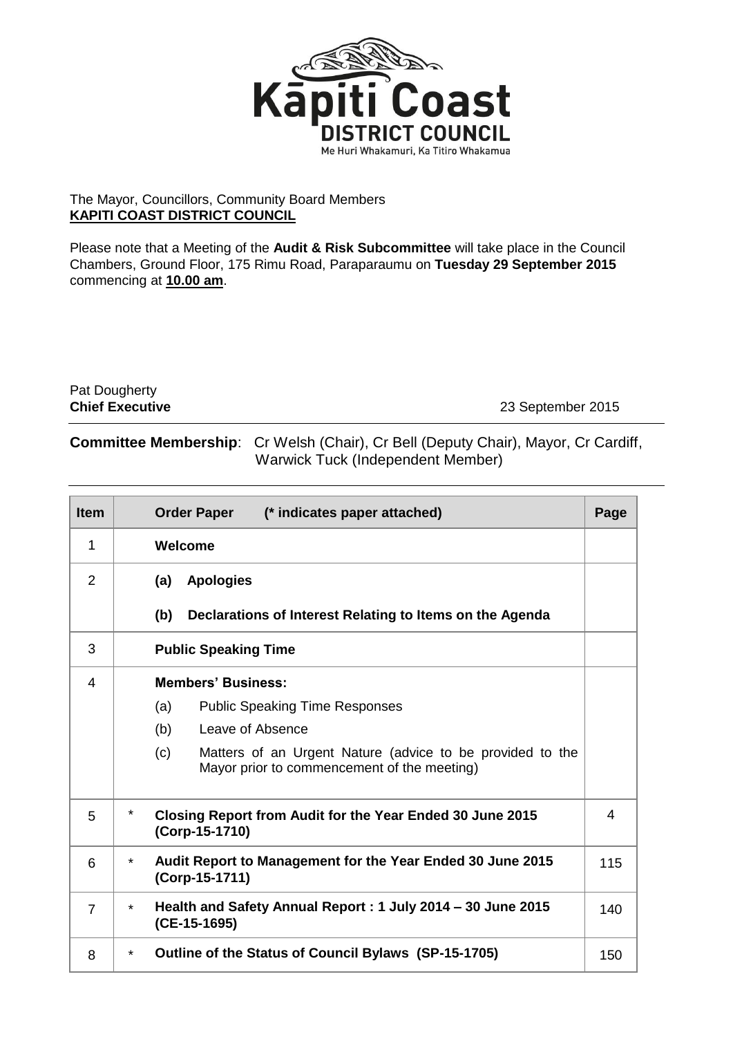The Mayor, Councillors, Community Board Members
**KAPITI COAST DISTRICT COUNCIL**

Please note that a Meeting of the **Audit & Risk Subcommittee** will take place in the Council Chambers, Ground Floor, 175 Rimu Road, Paraparaumu on **Tuesday 29 September 2015** commencing at **10.00 am**.

Pat Dougherty
**Chief Executive**

23 September 2015

**Committee Membership**: Cr Welsh (Chair), Cr Bell (Deputy Chair), Mayor, Cr Cardiff, Warwick Tuck (Independent Member)

| Item | | Order Paper (* indicates paper attached) | Page |
|---|---|---|---|
| 1 | | **Welcome** | |
| 2 | | **(a) Apologies**<br>**(b) Declarations of Interest Relating to Items on the Agenda** | |
| 3 | | **Public Speaking Time** | |
| 4 | | **Members' Business:**<br>(a) Public Speaking Time Responses<br>(b) Leave of Absence<br>(c) Matters of an Urgent Nature (advice to be provided to the Mayor prior to commencement of the meeting) | |
| 5 | * | **Closing Report from Audit for the Year Ended 30 June 2015 (Corp-15-1710)** | 4 |
| 6 | * | **Audit Report to Management for the Year Ended 30 June 2015 (Corp-15-1711)** | 115 |
| 7 | * | **Health and Safety Annual Report : 1 July 2014 – 30 June 2015 (CE-15-1695)** | 140 |
| 8 | * | **Outline of the Status of Council Bylaws (SP-15-1705)** | 150 |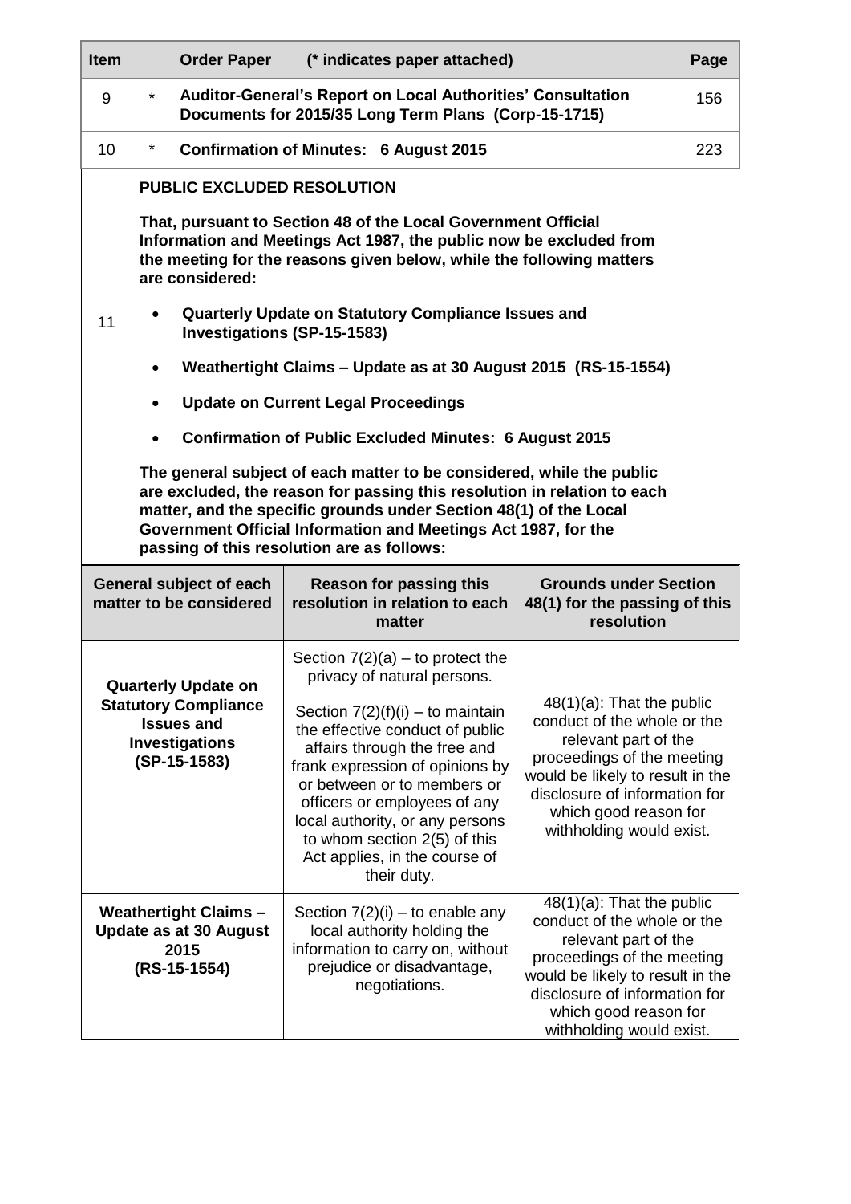| Item | Order Paper (* indicates paper attached) | | Page |
|---|---|---|---|
| 9 | * | **Auditor-General's Report on Local Authorities' Consultation Documents for 2015/35 Long Term Plans (Corp-15-1715)** | 156 |
| 10 | * | **Confirmation of Minutes: 6 August 2015** | 223 |

**11**

**PUBLIC EXCLUDED RESOLUTION**

**That, pursuant to Section 48 of the Local Government Official Information and Meetings Act 1987, the public now be excluded from the meeting for the reasons given below, while the following matters are considered:**

- **Quarterly Update on Statutory Compliance Issues and Investigations (SP-15-1583)**
- **Weathertight Claims – Update as at 30 August 2015 (RS-15-1554)**
- **Update on Current Legal Proceedings**
- **Confirmation of Public Excluded Minutes: 6 August 2015**

**The general subject of each matter to be considered, while the public are excluded, the reason for passing this resolution in relation to each matter, and the specific grounds under Section 48(1) of the Local Government Official Information and Meetings Act 1987, for the passing of this resolution are as follows:**

| General subject of each matter to be considered | Reason for passing this resolution in relation to each matter | Grounds under Section 48(1) for the passing of this resolution |
|---|---|---|
| **Quarterly Update on Statutory Compliance Issues and Investigations (SP-15-1583)** | Section 7(2)(a) – to protect the privacy of natural persons.<br><br>Section 7(2)(f)(i) – to maintain the effective conduct of public affairs through the free and frank expression of opinions by or between or to members or officers or employees of any local authority, or any persons to whom section 2(5) of this Act applies, in the course of their duty. | 48(1)(a): That the public conduct of the whole or the relevant part of the proceedings of the meeting would be likely to result in the disclosure of information for which good reason for withholding would exist. |
| **Weathertight Claims – Update as at 30 August 2015 (RS-15-1554)** | Section 7(2)(i) – to enable any local authority holding the information to carry on, without prejudice or disadvantage, negotiations. | 48(1)(a): That the public conduct of the whole or the relevant part of the proceedings of the meeting would be likely to result in the disclosure of information for which good reason for withholding would exist. |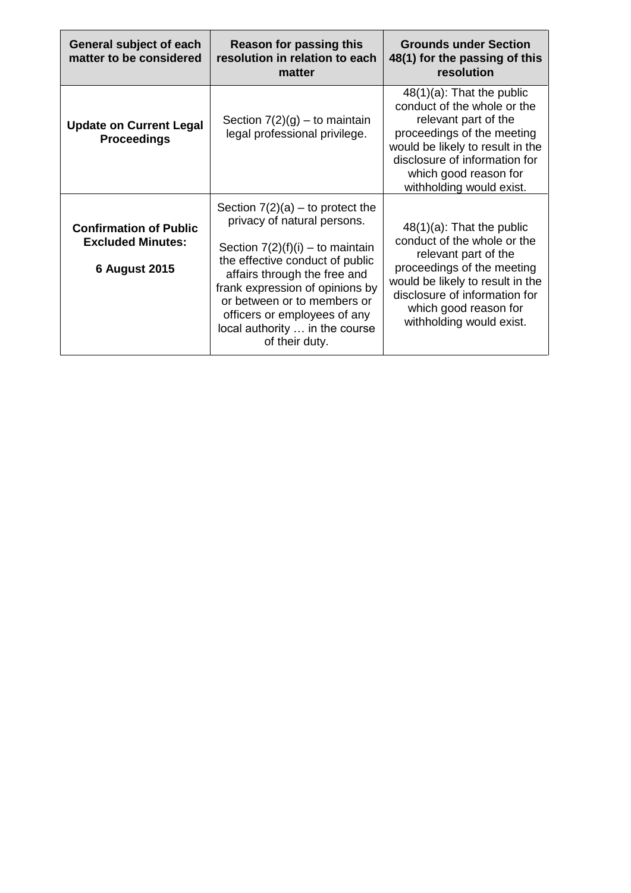| General subject of each matter to be considered | Reason for passing this resolution in relation to each matter | Grounds under Section 48(1) for the passing of this resolution |
|---|---|---|
| **Update on Current Legal Proceedings** | Section 7(2)(g) – to maintain legal professional privilege. | 48(1)(a): That the public conduct of the whole or the relevant part of the proceedings of the meeting would be likely to result in the disclosure of information for which good reason for withholding would exist. |
| **Confirmation of Public Excluded Minutes:** **6 August 2015** | Section 7(2)(a) – to protect the privacy of natural persons. Section 7(2)(f)(i) – to maintain the effective conduct of public affairs through the free and frank expression of opinions by or between or to members or officers or employees of any local authority … in the course of their duty. | 48(1)(a): That the public conduct of the whole or the relevant part of the proceedings of the meeting would be likely to result in the disclosure of information for which good reason for withholding would exist. |